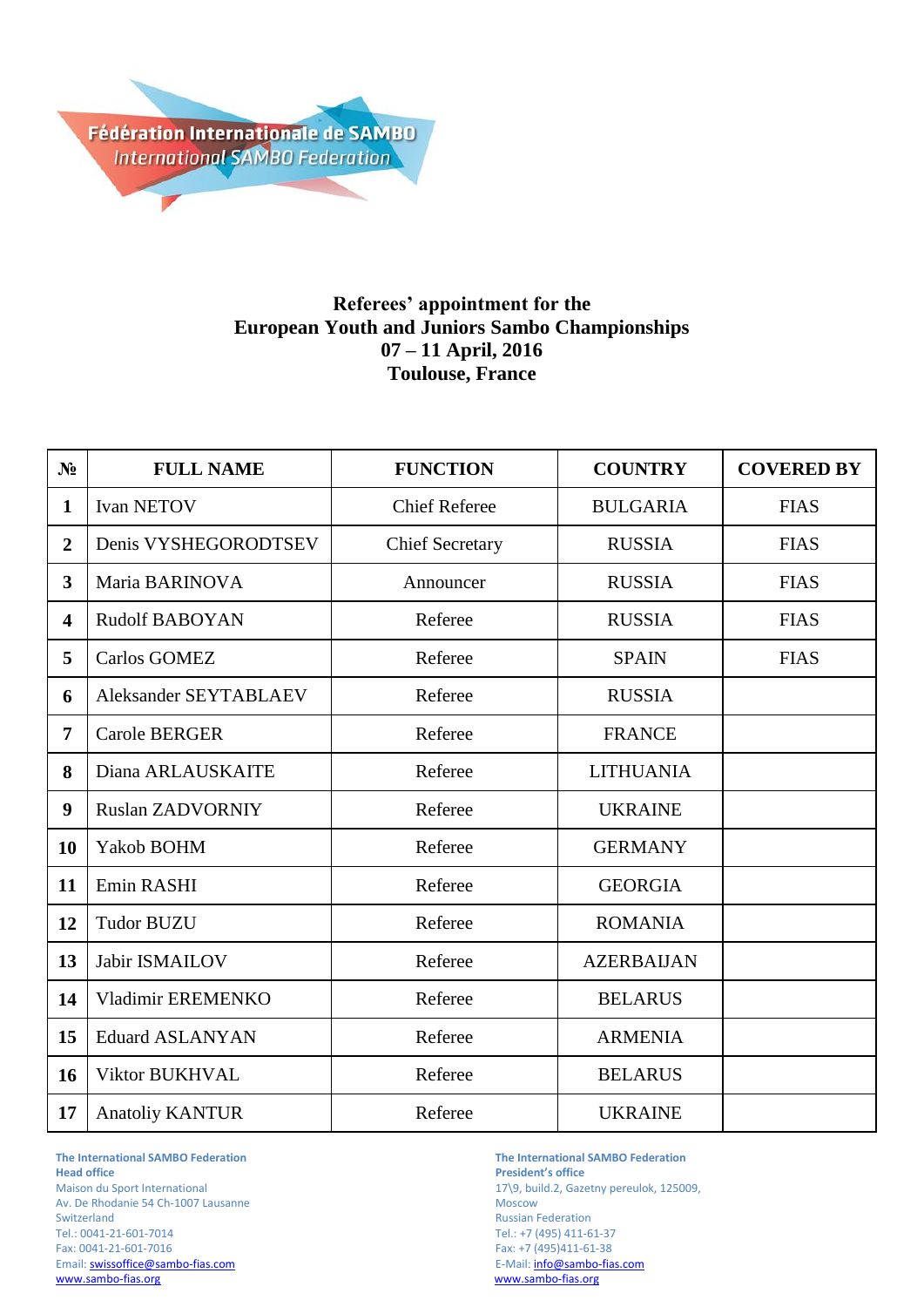Fédération Internationale de SAMBO
International SAMBO Federation

**Referees' appointment for the**
**European Youth and Juniors Sambo Championships**
**07 – 11 April, 2016**
**Toulouse, France**

| № | FULL NAME | FUNCTION | COUNTRY | COVERED BY |
|---|---|---|---|---|
| 1 | Ivan NETOV | Chief Referee | BULGARIA | FIAS |
| 2 | Denis VYSHEGORODTSEV | Chief Secretary | RUSSIA | FIAS |
| 3 | Maria BARINOVA | Announcer | RUSSIA | FIAS |
| 4 | Rudolf BABOYAN | Referee | RUSSIA | FIAS |
| 5 | Carlos GOMEZ | Referee | SPAIN | FIAS |
| 6 | Aleksander SEYTABLAEV | Referee | RUSSIA | |
| 7 | Carole BERGER | Referee | FRANCE | |
| 8 | Diana ARLAUSKAITE | Referee | LITHUANIA | |
| 9 | Ruslan ZADVORNIY | Referee | UKRAINE | |
| 10 | Yakob BOHM | Referee | GERMANY | |
| 11 | Emin RASHI | Referee | GEORGIA | |
| 12 | Tudor BUZU | Referee | ROMANIA | |
| 13 | Jabir ISMAILOV | Referee | AZERBAIJAN | |
| 14 | Vladimir EREMENKO | Referee | BELARUS | |
| 15 | Eduard ASLANYAN | Referee | ARMENIA | |
| 16 | Viktor BUKHVAL | Referee | BELARUS | |
| 17 | Anatoliy KANTUR | Referee | UKRAINE | |

**The International SAMBO Federation**
**Head office**
Maison du Sport International
Av. De Rhodanie 54 Ch-1007 Lausanne
Switzerland
Tel.: 0041-21-601-7014
Fax: 0041-21-601-7016
Email: swissoffice@sambo-fias.com
www.sambo-fias.org

**The International SAMBO Federation**
**President's office**
17\9, build.2, Gazetny pereulok, 125009,
Moscow
Russian Federation
Tel.: +7 (495) 411-61-37
Fax: +7 (495)411-61-38
E-Mail: info@sambo-fias.com
www.sambo-fias.org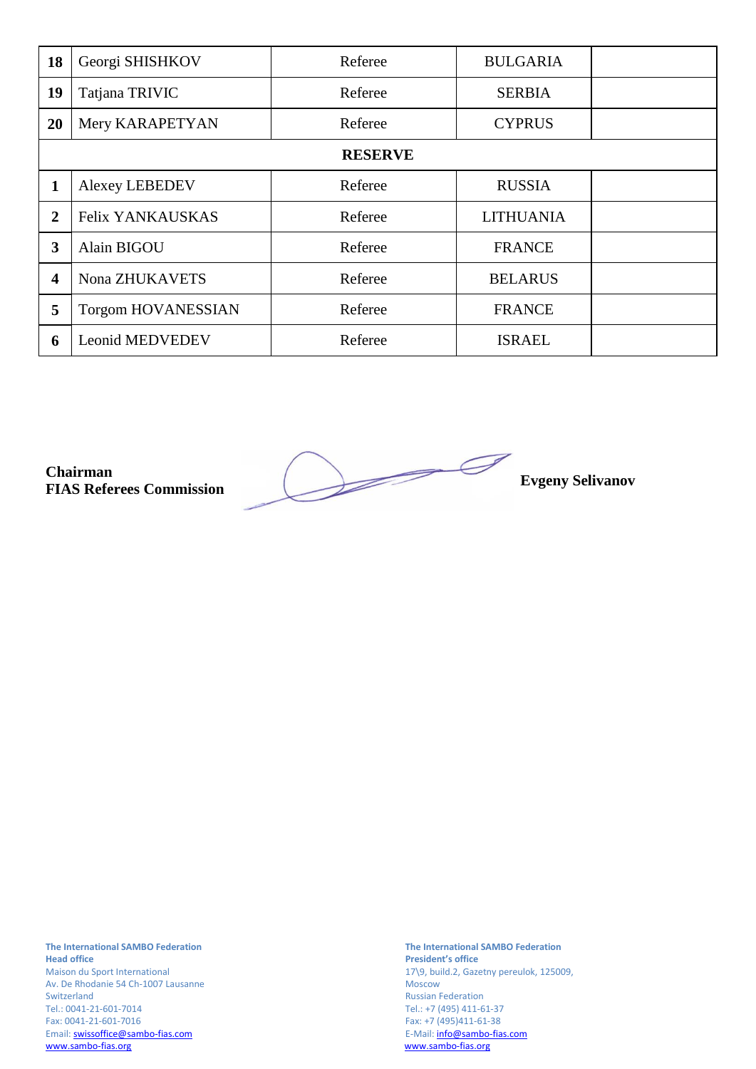| | | | | |
|---|---|---|---|---|
| **18** | Georgi SHISHKOV | Referee | BULGARIA | |
| **19** | Tatjana TRIVIC | Referee | SERBIA | |
| **20** | Mery KARAPETYAN | Referee | CYPRUS | |
| | | **RESERVE** | | |
| **1** | Alexey LEBEDEV | Referee | RUSSIA | |
| **2** | Felix YANKAUSKAS | Referee | LITHUANIA | |
| **3** | Alain BIGOU | Referee | FRANCE | |
| **4** | Nona ZHUKAVETS | Referee | BELARUS | |
| **5** | Torgom HOVANESSIAN | Referee | FRANCE | |
| **6** | Leonid MEDVEDEV | Referee | ISRAEL | |

**Chairman**
**FIAS Referees Commission** **Evgeny Selivanov**

**The International SAMBO Federation**
**Head office**
Maison du Sport International
Av. De Rhodanie 54 Ch-1007 Lausanne
Switzerland
Tel.: 0041-21-601-7014
Fax: 0041-21-601-7016
Email: swissoffice@sambo-fias.com
www.sambo-fias.org

**The International SAMBO Federation**
**President's office**
17\9, build.2, Gazetny pereulok, 125009,
Moscow
Russian Federation
Tel.: +7 (495) 411-61-37
Fax: +7 (495)411-61-38
E-Mail: info@sambo-fias.com
www.sambo-fias.org